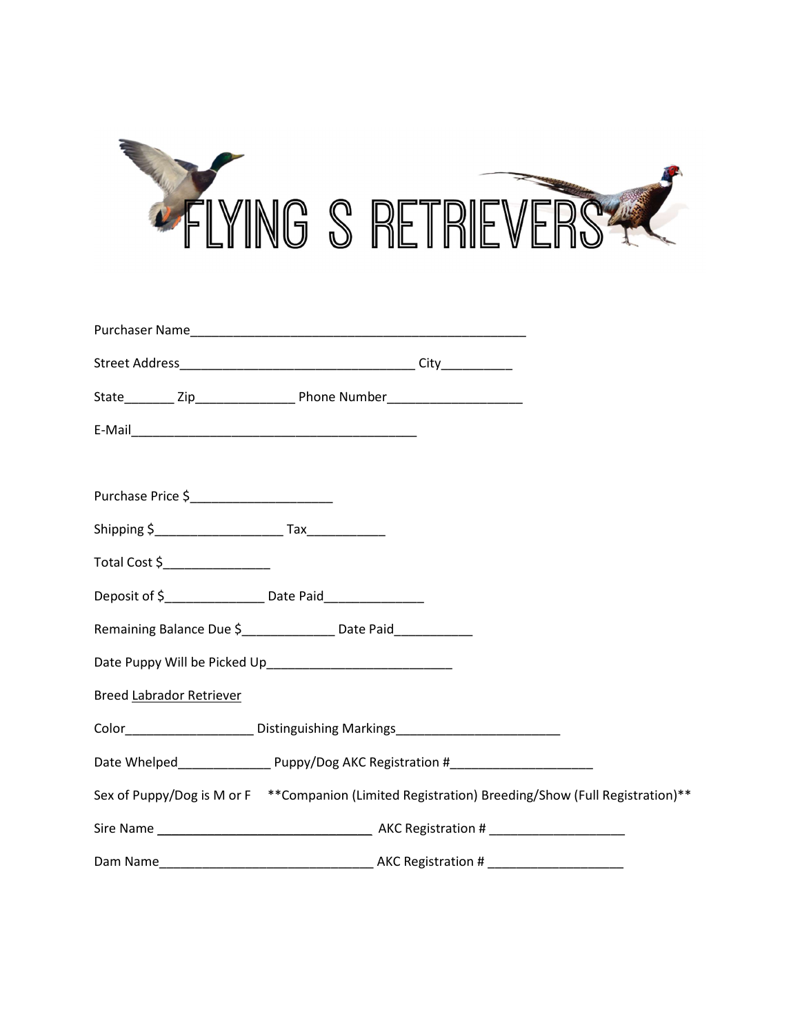# FLYING S RETRIEVERS

Purchaser Name_______________________________________________

Street Address_________________________________ City__________

State_______ Zip______________ Phone Number___________________

E-Mail________________________________________

Purchase Price $____________________

Shipping $__________________ Tax___________

Total Cost $_______________

Deposit of $______________ Date Paid______________

Remaining Balance Due $_____________ Date Paid___________

Date Puppy Will be Picked Up_________________________

Breed Labrador Retriever

Color__________________ Distinguishing Markings_______________________

Date Whelped_____________ Puppy/Dog AKC Registration #____________________

Sex of Puppy/Dog is M or F **Companion (Limited Registration) Breeding/Show (Full Registration)**

Sire Name ______________________________ AKC Registration # ___________________

Dam Name______________________________ AKC Registration # ___________________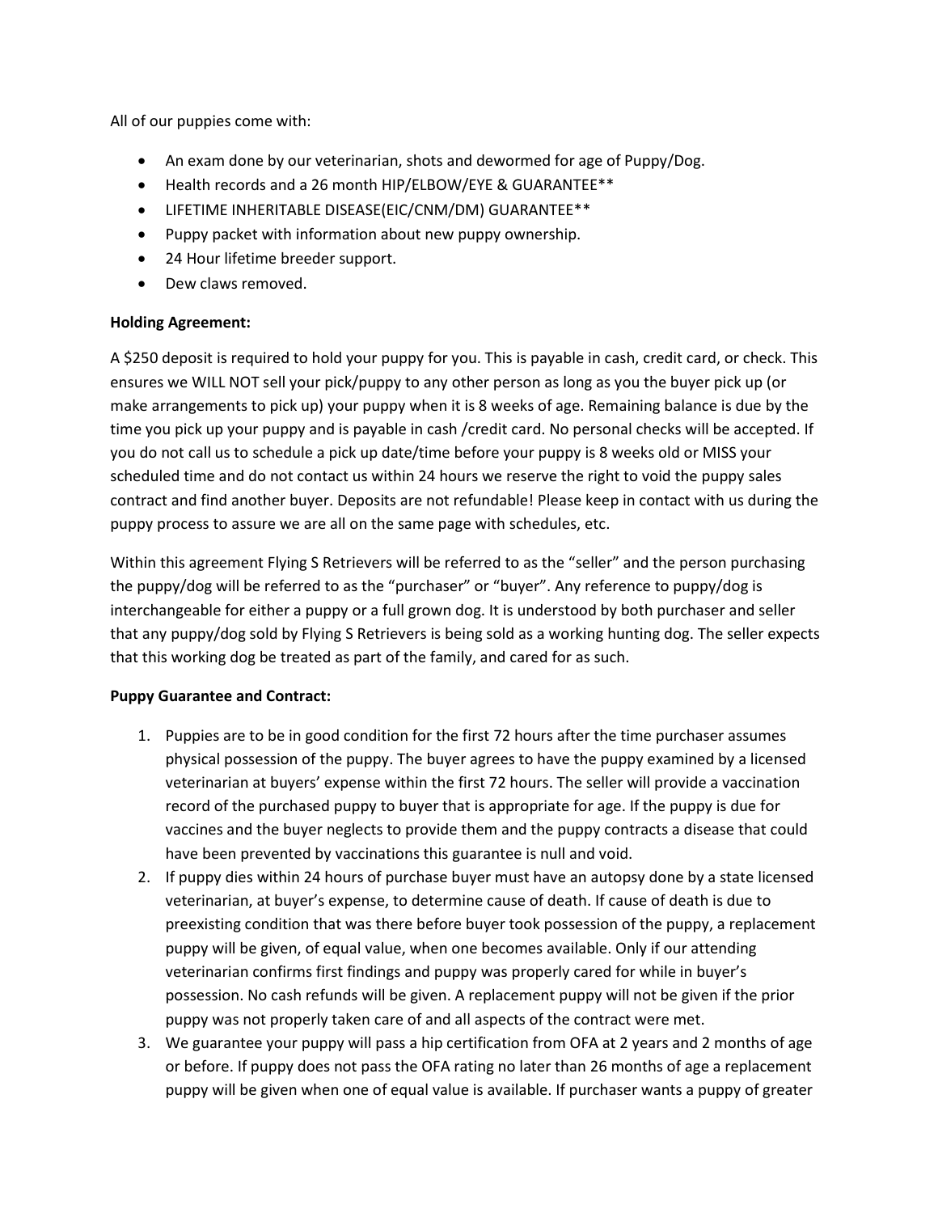All of our puppies come with:

- An exam done by our veterinarian, shots and dewormed for age of Puppy/Dog.
- Health records and a 26 month HIP/ELBOW/EYE & GUARANTEE**
- LIFETIME INHERITABLE DISEASE(EIC/CNM/DM) GUARANTEE**
- Puppy packet with information about new puppy ownership.
- 24 Hour lifetime breeder support.
- Dew claws removed.

**Holding Agreement:**

A $250 deposit is required to hold your puppy for you. This is payable in cash, credit card, or check. This ensures we WILL NOT sell your pick/puppy to any other person as long as you the buyer pick up (or make arrangements to pick up) your puppy when it is 8 weeks of age. Remaining balance is due by the time you pick up your puppy and is payable in cash /credit card. No personal checks will be accepted. If you do not call us to schedule a pick up date/time before your puppy is 8 weeks old or MISS your scheduled time and do not contact us within 24 hours we reserve the right to void the puppy sales contract and find another buyer. Deposits are not refundable! Please keep in contact with us during the puppy process to assure we are all on the same page with schedules, etc.

Within this agreement Flying S Retrievers will be referred to as the "seller" and the person purchasing the puppy/dog will be referred to as the "purchaser" or "buyer". Any reference to puppy/dog is interchangeable for either a puppy or a full grown dog. It is understood by both purchaser and seller that any puppy/dog sold by Flying S Retrievers is being sold as a working hunting dog. The seller expects that this working dog be treated as part of the family, and cared for as such.

**Puppy Guarantee and Contract:**

1. Puppies are to be in good condition for the first 72 hours after the time purchaser assumes physical possession of the puppy. The buyer agrees to have the puppy examined by a licensed veterinarian at buyers' expense within the first 72 hours. The seller will provide a vaccination record of the purchased puppy to buyer that is appropriate for age. If the puppy is due for vaccines and the buyer neglects to provide them and the puppy contracts a disease that could have been prevented by vaccinations this guarantee is null and void.
2. If puppy dies within 24 hours of purchase buyer must have an autopsy done by a state licensed veterinarian, at buyer's expense, to determine cause of death. If cause of death is due to preexisting condition that was there before buyer took possession of the puppy, a replacement puppy will be given, of equal value, when one becomes available. Only if our attending veterinarian confirms first findings and puppy was properly cared for while in buyer's possession. No cash refunds will be given. A replacement puppy will not be given if the prior puppy was not properly taken care of and all aspects of the contract were met.
3. We guarantee your puppy will pass a hip certification from OFA at 2 years and 2 months of age or before. If puppy does not pass the OFA rating no later than 26 months of age a replacement puppy will be given when one of equal value is available. If purchaser wants a puppy of greater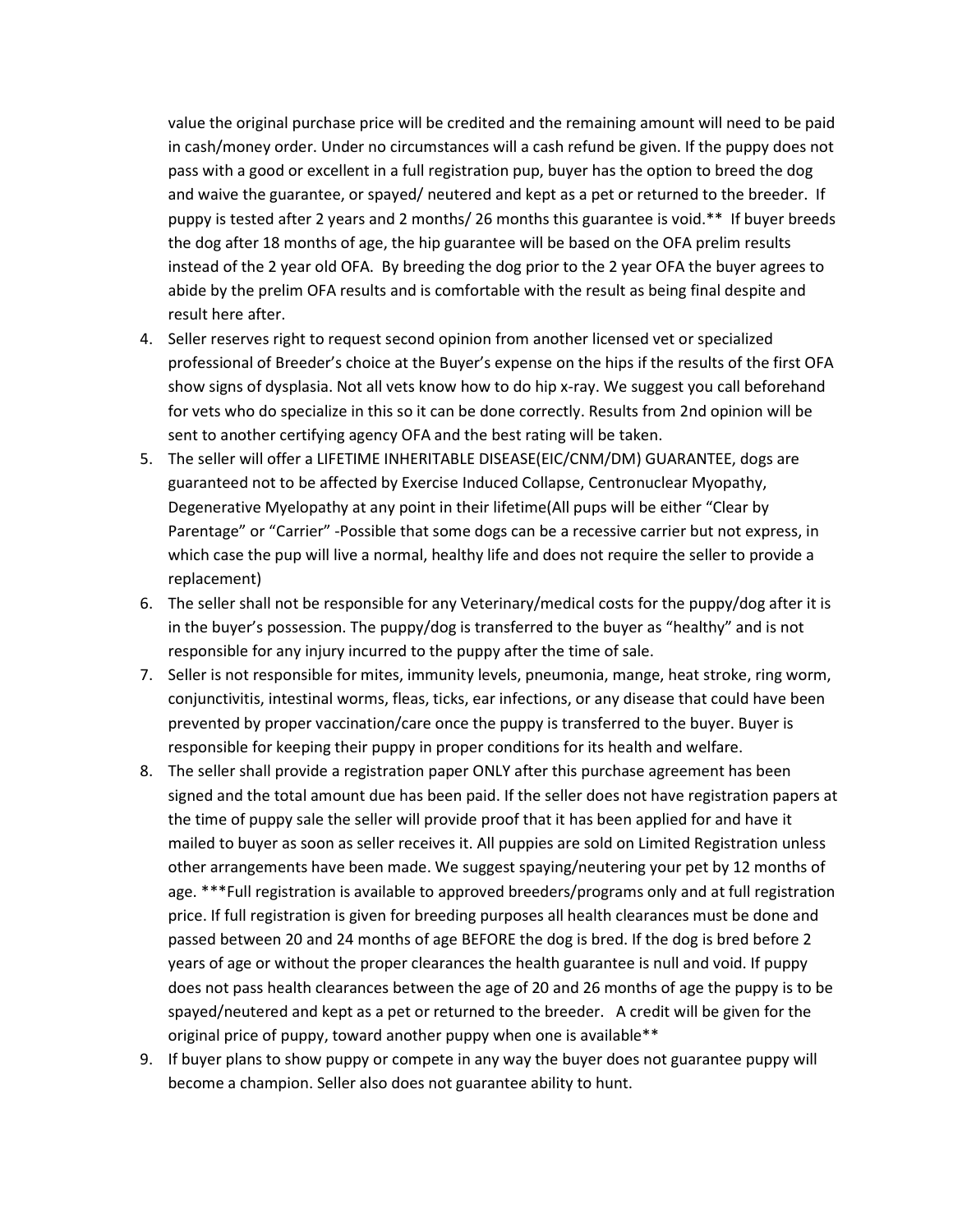value the original purchase price will be credited and the remaining amount will need to be paid in cash/money order. Under no circumstances will a cash refund be given. If the puppy does not pass with a good or excellent in a full registration pup, buyer has the option to breed the dog and waive the guarantee, or spayed/ neutered and kept as a pet or returned to the breeder. If puppy is tested after 2 years and 2 months/ 26 months this guarantee is void.** If buyer breeds the dog after 18 months of age, the hip guarantee will be based on the OFA prelim results instead of the 2 year old OFA. By breeding the dog prior to the 2 year OFA the buyer agrees to abide by the prelim OFA results and is comfortable with the result as being final despite and result here after.

4. Seller reserves right to request second opinion from another licensed vet or specialized professional of Breeder's choice at the Buyer's expense on the hips if the results of the first OFA show signs of dysplasia. Not all vets know how to do hip x-ray. We suggest you call beforehand for vets who do specialize in this so it can be done correctly. Results from 2nd opinion will be sent to another certifying agency OFA and the best rating will be taken.
5. The seller will offer a LIFETIME INHERITABLE DISEASE(EIC/CNM/DM) GUARANTEE, dogs are guaranteed not to be affected by Exercise Induced Collapse, Centronuclear Myopathy, Degenerative Myelopathy at any point in their lifetime(All pups will be either "Clear by Parentage" or "Carrier" -Possible that some dogs can be a recessive carrier but not express, in which case the pup will live a normal, healthy life and does not require the seller to provide a replacement)
6. The seller shall not be responsible for any Veterinary/medical costs for the puppy/dog after it is in the buyer's possession. The puppy/dog is transferred to the buyer as "healthy" and is not responsible for any injury incurred to the puppy after the time of sale.
7. Seller is not responsible for mites, immunity levels, pneumonia, mange, heat stroke, ring worm, conjunctivitis, intestinal worms, fleas, ticks, ear infections, or any disease that could have been prevented by proper vaccination/care once the puppy is transferred to the buyer. Buyer is responsible for keeping their puppy in proper conditions for its health and welfare.
8. The seller shall provide a registration paper ONLY after this purchase agreement has been signed and the total amount due has been paid. If the seller does not have registration papers at the time of puppy sale the seller will provide proof that it has been applied for and have it mailed to buyer as soon as seller receives it. All puppies are sold on Limited Registration unless other arrangements have been made. We suggest spaying/neutering your pet by 12 months of age. ***Full registration is available to approved breeders/programs only and at full registration price. If full registration is given for breeding purposes all health clearances must be done and passed between 20 and 24 months of age BEFORE the dog is bred. If the dog is bred before 2 years of age or without the proper clearances the health guarantee is null and void. If puppy does not pass health clearances between the age of 20 and 26 months of age the puppy is to be spayed/neutered and kept as a pet or returned to the breeder. A credit will be given for the original price of puppy, toward another puppy when one is available**
9. If buyer plans to show puppy or compete in any way the buyer does not guarantee puppy will become a champion. Seller also does not guarantee ability to hunt.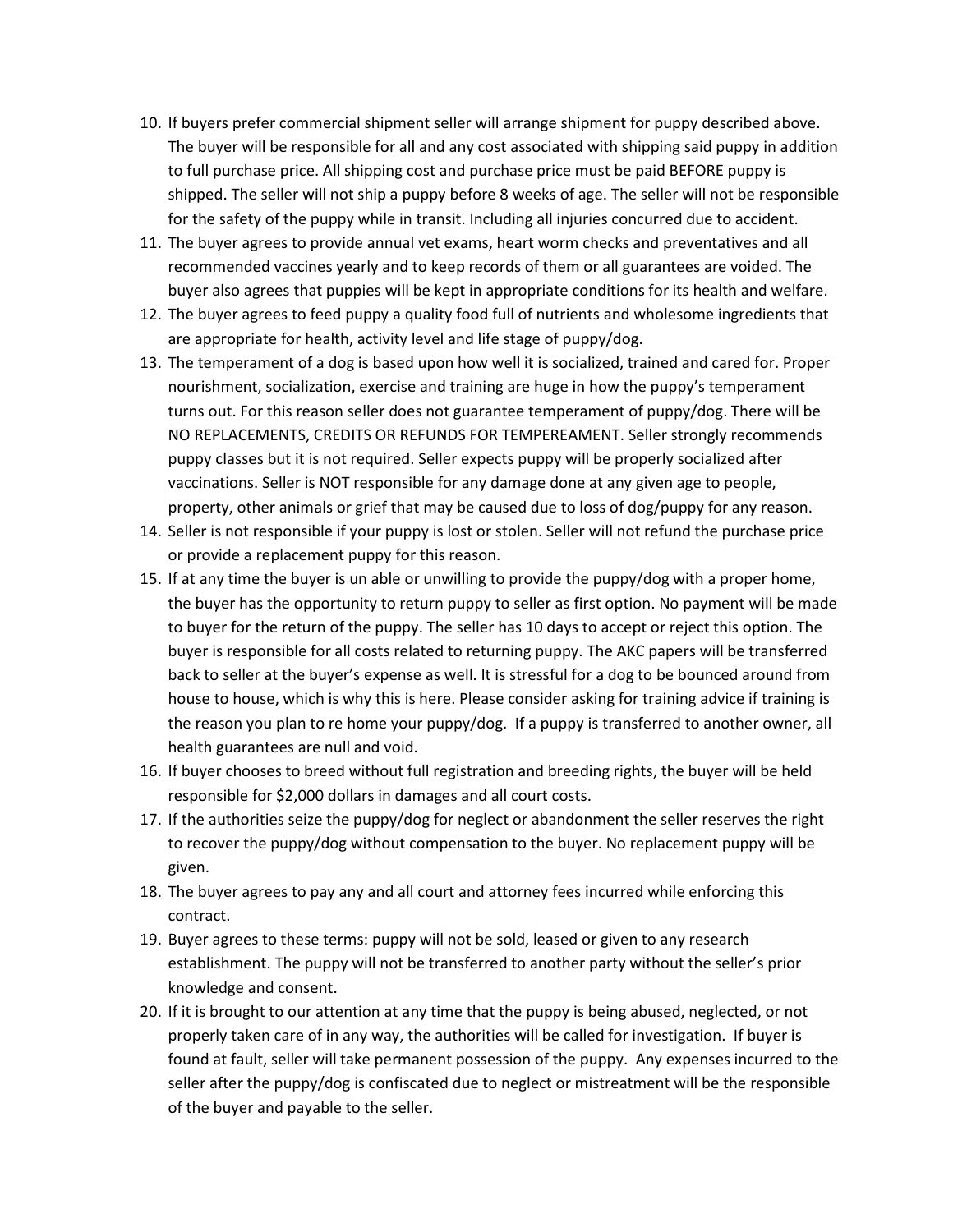10. If buyers prefer commercial shipment seller will arrange shipment for puppy described above. The buyer will be responsible for all and any cost associated with shipping said puppy in addition to full purchase price. All shipping cost and purchase price must be paid BEFORE puppy is shipped. The seller will not ship a puppy before 8 weeks of age. The seller will not be responsible for the safety of the puppy while in transit. Including all injuries concurred due to accident.
11. The buyer agrees to provide annual vet exams, heart worm checks and preventatives and all recommended vaccines yearly and to keep records of them or all guarantees are voided. The buyer also agrees that puppies will be kept in appropriate conditions for its health and welfare.
12. The buyer agrees to feed puppy a quality food full of nutrients and wholesome ingredients that are appropriate for health, activity level and life stage of puppy/dog.
13. The temperament of a dog is based upon how well it is socialized, trained and cared for. Proper nourishment, socialization, exercise and training are huge in how the puppy's temperament turns out. For this reason seller does not guarantee temperament of puppy/dog. There will be NO REPLACEMENTS, CREDITS OR REFUNDS FOR TEMPEREAMENT. Seller strongly recommends puppy classes but it is not required. Seller expects puppy will be properly socialized after vaccinations. Seller is NOT responsible for any damage done at any given age to people, property, other animals or grief that may be caused due to loss of dog/puppy for any reason.
14. Seller is not responsible if your puppy is lost or stolen. Seller will not refund the purchase price or provide a replacement puppy for this reason.
15. If at any time the buyer is un able or unwilling to provide the puppy/dog with a proper home, the buyer has the opportunity to return puppy to seller as first option. No payment will be made to buyer for the return of the puppy. The seller has 10 days to accept or reject this option. The buyer is responsible for all costs related to returning puppy. The AKC papers will be transferred back to seller at the buyer's expense as well. It is stressful for a dog to be bounced around from house to house, which is why this is here. Please consider asking for training advice if training is the reason you plan to re home your puppy/dog. If a puppy is transferred to another owner, all health guarantees are null and void.
16. If buyer chooses to breed without full registration and breeding rights, the buyer will be held responsible for $2,000 dollars in damages and all court costs.
17. If the authorities seize the puppy/dog for neglect or abandonment the seller reserves the right to recover the puppy/dog without compensation to the buyer. No replacement puppy will be given.
18. The buyer agrees to pay any and all court and attorney fees incurred while enforcing this contract.
19. Buyer agrees to these terms: puppy will not be sold, leased or given to any research establishment. The puppy will not be transferred to another party without the seller's prior knowledge and consent.
20. If it is brought to our attention at any time that the puppy is being abused, neglected, or not properly taken care of in any way, the authorities will be called for investigation. If buyer is found at fault, seller will take permanent possession of the puppy. Any expenses incurred to the seller after the puppy/dog is confiscated due to neglect or mistreatment will be the responsible of the buyer and payable to the seller.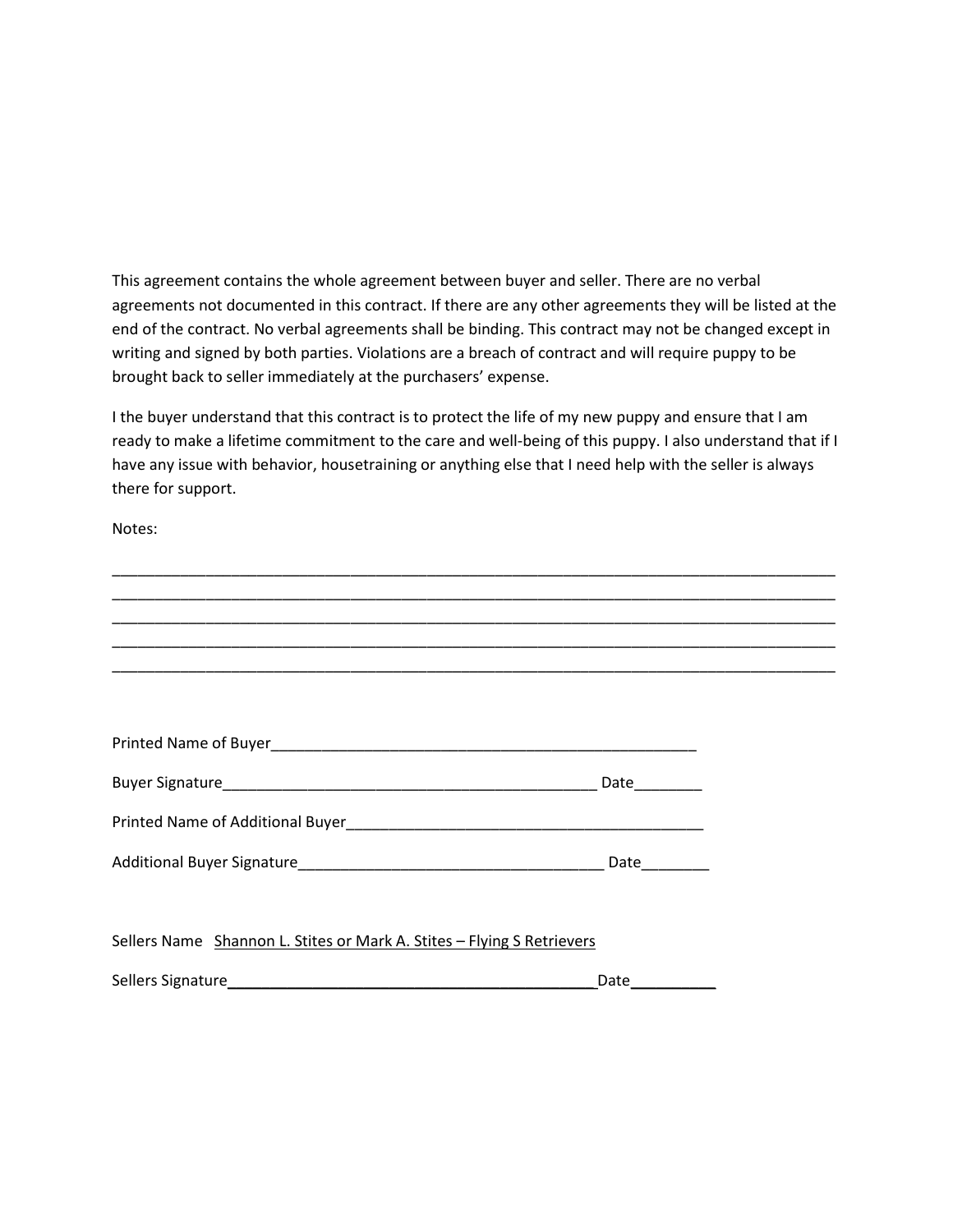This agreement contains the whole agreement between buyer and seller. There are no verbal agreements not documented in this contract. If there are any other agreements they will be listed at the end of the contract. No verbal agreements shall be binding. This contract may not be changed except in writing and signed by both parties. Violations are a breach of contract and will require puppy to be brought back to seller immediately at the purchasers' expense.

I the buyer understand that this contract is to protect the life of my new puppy and ensure that I am ready to make a lifetime commitment to the care and well-being of this puppy. I also understand that if I have any issue with behavior, housetraining or anything else that I need help with the seller is always there for support.

Notes:

_______________________________________________________________________________________
_______________________________________________________________________________________
_______________________________________________________________________________________
_______________________________________________________________________________________
_______________________________________________________________________________________

Printed Name of Buyer___________________________________________________

Buyer Signature__________________________________________ Date________

Printed Name of Additional Buyer_________________________________________

Additional Buyer Signature___________________________________ Date________

Sellers Name <u>Shannon L. Stites or Mark A. Stites – Flying S Retrievers</u>

Sellers Signature__________________________________________Date__________